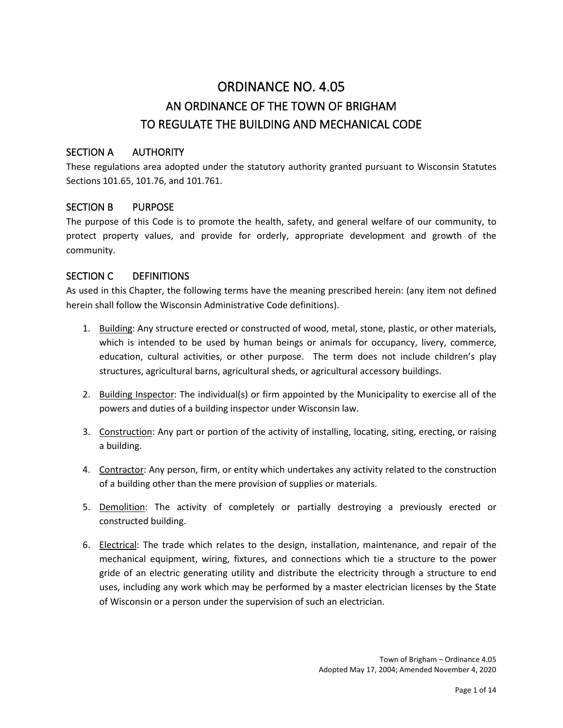# ORDINANCE NO. 4.05

## AN ORDINANCE OF THE TOWN OF BRIGHAM TO REGULATE THE BUILDING AND MECHANICAL CODE

### SECTION A AUTHORITY

These regulations area adopted under the statutory authority granted pursuant to Wisconsin Statutes Sections 101.65, 101.76, and 101.761.

### SECTION B PURPOSE

The purpose of this Code is to promote the health, safety, and general welfare of our community, to protect property values, and provide for orderly, appropriate development and growth of the community.

### SECTION C DEFINITIONS

As used in this Chapter, the following terms have the meaning prescribed herein: (any item not defined herein shall follow the Wisconsin Administrative Code definitions).

1. Building: Any structure erected or constructed of wood, metal, stone, plastic, or other materials, which is intended to be used by human beings or animals for occupancy, livery, commerce, education, cultural activities, or other purpose. The term does not include children's play structures, agricultural barns, agricultural sheds, or agricultural accessory buildings.

2. Building Inspector: The individual(s) or firm appointed by the Municipality to exercise all of the powers and duties of a building inspector under Wisconsin law.

3. Construction: Any part or portion of the activity of installing, locating, siting, erecting, or raising a building.

4. Contractor: Any person, firm, or entity which undertakes any activity related to the construction of a building other than the mere provision of supplies or materials.

5. Demolition: The activity of completely or partially destroying a previously erected or constructed building.

6. Electrical: The trade which relates to the design, installation, maintenance, and repair of the mechanical equipment, wiring, fixtures, and connections which tie a structure to the power gride of an electric generating utility and distribute the electricity through a structure to end uses, including any work which may be performed by a master electrician licenses by the State of Wisconsin or a person under the supervision of such an electrician.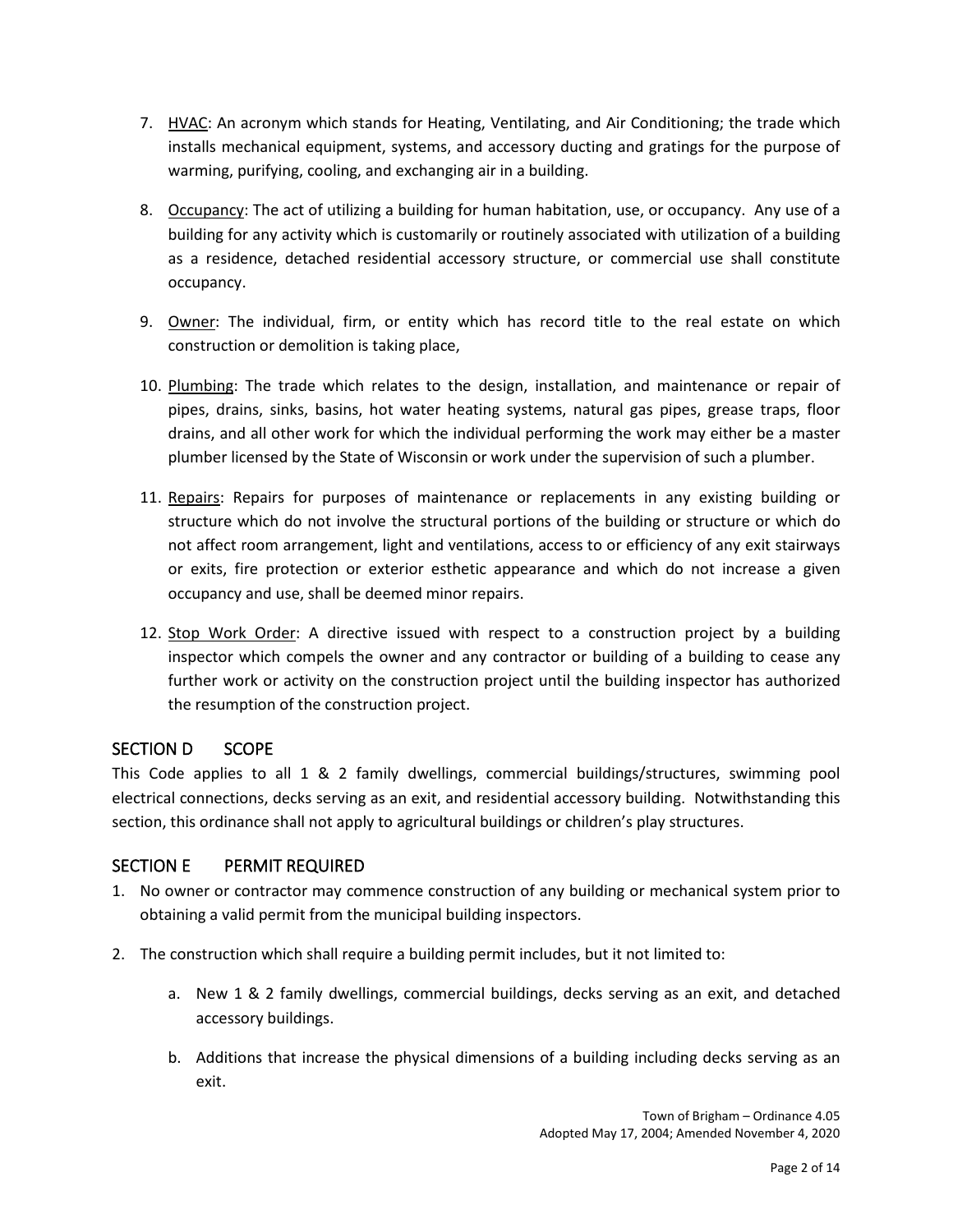7. <u>HVAC</u>: An acronym which stands for Heating, Ventilating, and Air Conditioning; the trade which installs mechanical equipment, systems, and accessory ducting and gratings for the purpose of warming, purifying, cooling, and exchanging air in a building.

8. <u>Occupancy</u>: The act of utilizing a building for human habitation, use, or occupancy. Any use of a building for any activity which is customarily or routinely associated with utilization of a building as a residence, detached residential accessory structure, or commercial use shall constitute occupancy.

9. <u>Owner</u>: The individual, firm, or entity which has record title to the real estate on which construction or demolition is taking place,

10. <u>Plumbing</u>: The trade which relates to the design, installation, and maintenance or repair of pipes, drains, sinks, basins, hot water heating systems, natural gas pipes, grease traps, floor drains, and all other work for which the individual performing the work may either be a master plumber licensed by the State of Wisconsin or work under the supervision of such a plumber.

11. <u>Repairs</u>: Repairs for purposes of maintenance or replacements in any existing building or structure which do not involve the structural portions of the building or structure or which do not affect room arrangement, light and ventilations, access to or efficiency of any exit stairways or exits, fire protection or exterior esthetic appearance and which do not increase a given occupancy and use, shall be deemed minor repairs.

12. <u>Stop Work Order</u>: A directive issued with respect to a construction project by a building inspector which compels the owner and any contractor or building of a building to cease any further work or activity on the construction project until the building inspector has authorized the resumption of the construction project.

## SECTION D SCOPE

This Code applies to all 1 & 2 family dwellings, commercial buildings/structures, swimming pool electrical connections, decks serving as an exit, and residential accessory building. Notwithstanding this section, this ordinance shall not apply to agricultural buildings or children's play structures.

## SECTION E PERMIT REQUIRED

1. No owner or contractor may commence construction of any building or mechanical system prior to obtaining a valid permit from the municipal building inspectors.

2. The construction which shall require a building permit includes, but it not limited to:

   a. New 1 & 2 family dwellings, commercial buildings, decks serving as an exit, and detached accessory buildings.

   b. Additions that increase the physical dimensions of a building including decks serving as an exit.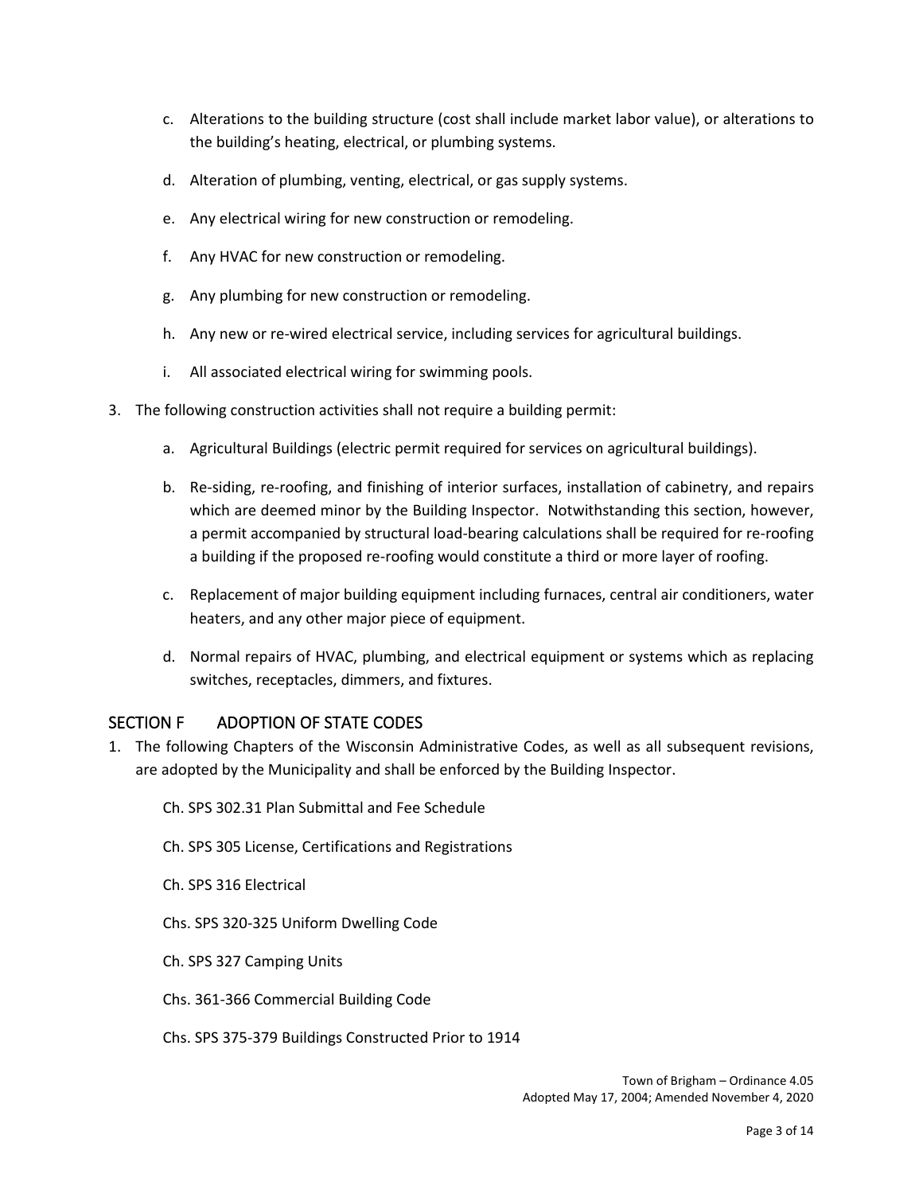c. Alterations to the building structure (cost shall include market labor value), or alterations to the building's heating, electrical, or plumbing systems.

d. Alteration of plumbing, venting, electrical, or gas supply systems.

e. Any electrical wiring for new construction or remodeling.

f. Any HVAC for new construction or remodeling.

g. Any plumbing for new construction or remodeling.

h. Any new or re-wired electrical service, including services for agricultural buildings.

i. All associated electrical wiring for swimming pools.

3. The following construction activities shall not require a building permit:

   a. Agricultural Buildings (electric permit required for services on agricultural buildings).

   b. Re-siding, re-roofing, and finishing of interior surfaces, installation of cabinetry, and repairs which are deemed minor by the Building Inspector. Notwithstanding this section, however, a permit accompanied by structural load-bearing calculations shall be required for re-roofing a building if the proposed re-roofing would constitute a third or more layer of roofing.

   c. Replacement of major building equipment including furnaces, central air conditioners, water heaters, and any other major piece of equipment.

   d. Normal repairs of HVAC, plumbing, and electrical equipment or systems which as replacing switches, receptacles, dimmers, and fixtures.

## SECTION F ADOPTION OF STATE CODES

1. The following Chapters of the Wisconsin Administrative Codes, as well as all subsequent revisions, are adopted by the Municipality and shall be enforced by the Building Inspector.

   Ch. SPS 302.31 Plan Submittal and Fee Schedule

   Ch. SPS 305 License, Certifications and Registrations

   Ch. SPS 316 Electrical

   Chs. SPS 320-325 Uniform Dwelling Code

   Ch. SPS 327 Camping Units

   Chs. 361-366 Commercial Building Code

   Chs. SPS 375-379 Buildings Constructed Prior to 1914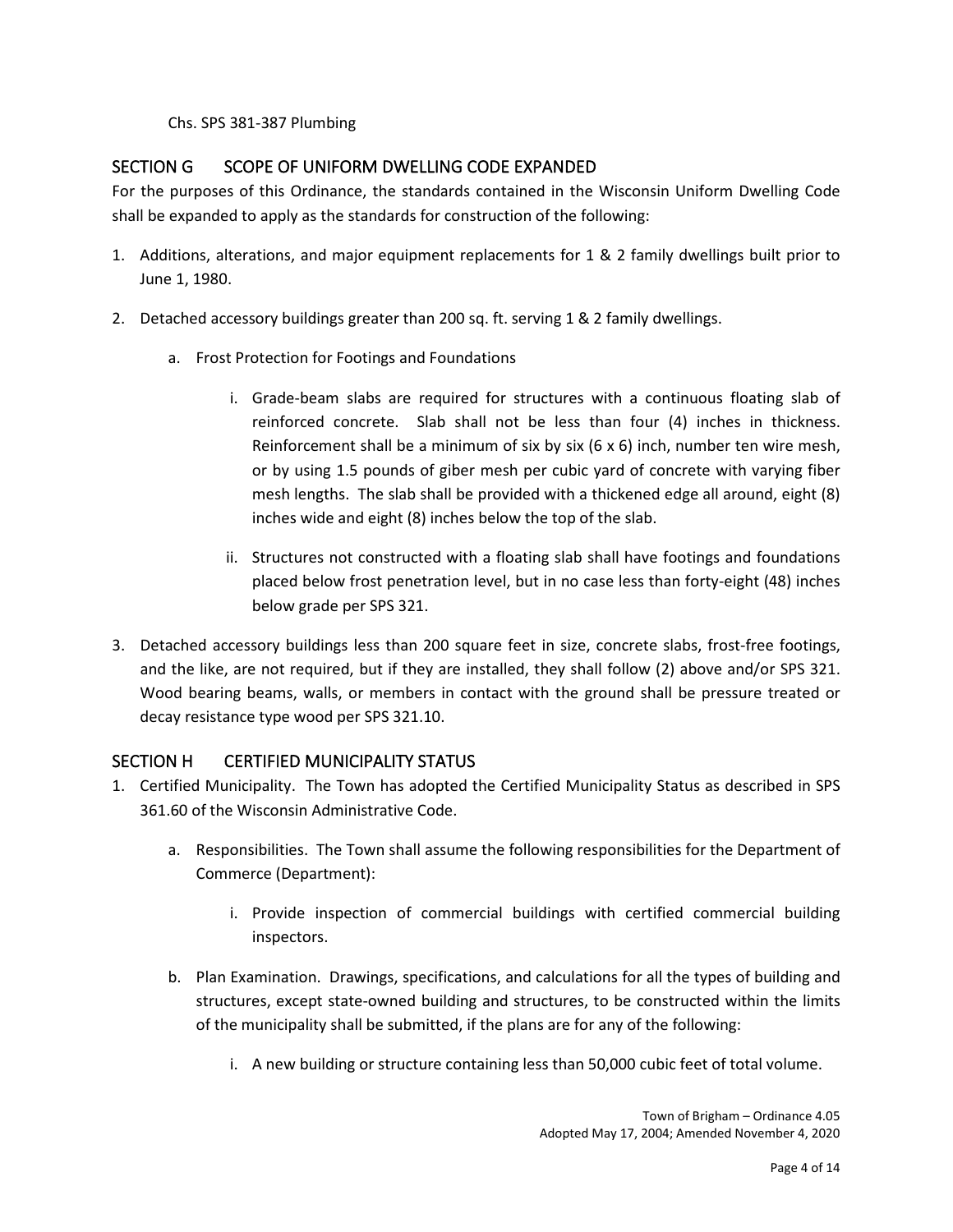Chs. SPS 381-387 Plumbing

## SECTION G SCOPE OF UNIFORM DWELLING CODE EXPANDED

For the purposes of this Ordinance, the standards contained in the Wisconsin Uniform Dwelling Code shall be expanded to apply as the standards for construction of the following:

1. Additions, alterations, and major equipment replacements for 1 & 2 family dwellings built prior to June 1, 1980.

2. Detached accessory buildings greater than 200 sq. ft. serving 1 & 2 family dwellings.

    a. Frost Protection for Footings and Foundations

        i. Grade-beam slabs are required for structures with a continuous floating slab of reinforced concrete. Slab shall not be less than four (4) inches in thickness. Reinforcement shall be a minimum of six by six (6 x 6) inch, number ten wire mesh, or by using 1.5 pounds of giber mesh per cubic yard of concrete with varying fiber mesh lengths. The slab shall be provided with a thickened edge all around, eight (8) inches wide and eight (8) inches below the top of the slab.

        ii. Structures not constructed with a floating slab shall have footings and foundations placed below frost penetration level, but in no case less than forty-eight (48) inches below grade per SPS 321.

3. Detached accessory buildings less than 200 square feet in size, concrete slabs, frost-free footings, and the like, are not required, but if they are installed, they shall follow (2) above and/or SPS 321. Wood bearing beams, walls, or members in contact with the ground shall be pressure treated or decay resistance type wood per SPS 321.10.

## SECTION H CERTIFIED MUNICIPALITY STATUS

1. Certified Municipality. The Town has adopted the Certified Municipality Status as described in SPS 361.60 of the Wisconsin Administrative Code.

    a. Responsibilities. The Town shall assume the following responsibilities for the Department of Commerce (Department):

        i. Provide inspection of commercial buildings with certified commercial building inspectors.

    b. Plan Examination. Drawings, specifications, and calculations for all the types of building and structures, except state-owned building and structures, to be constructed within the limits of the municipality shall be submitted, if the plans are for any of the following:

        i. A new building or structure containing less than 50,000 cubic feet of total volume.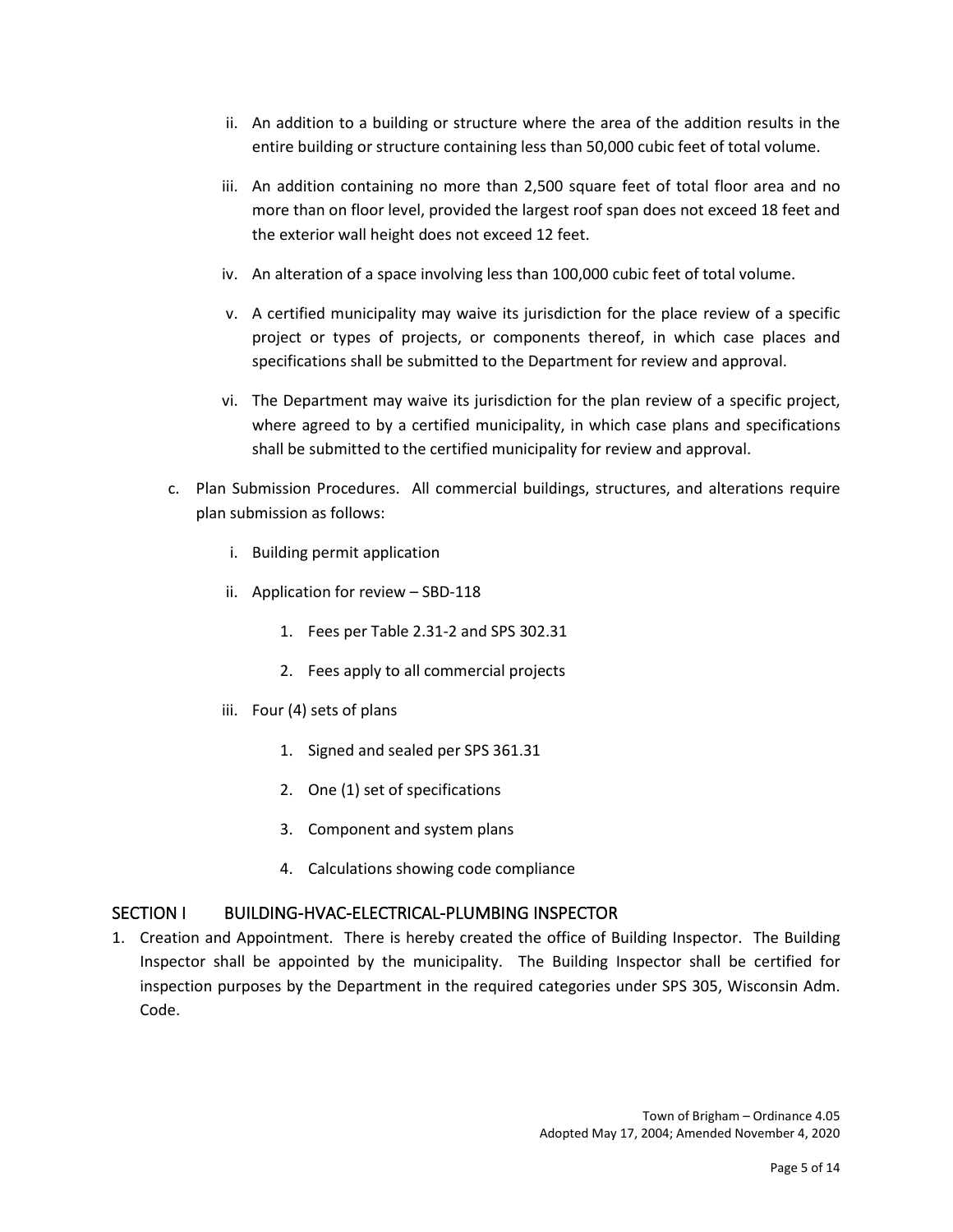ii. An addition to a building or structure where the area of the addition results in the entire building or structure containing less than 50,000 cubic feet of total volume.

   iii. An addition containing no more than 2,500 square feet of total floor area and no more than on floor level, provided the largest roof span does not exceed 18 feet and the exterior wall height does not exceed 12 feet.

   iv. An alteration of a space involving less than 100,000 cubic feet of total volume.

   v. A certified municipality may waive its jurisdiction for the place review of a specific project or types of projects, or components thereof, in which case places and specifications shall be submitted to the Department for review and approval.

   vi. The Department may waive its jurisdiction for the plan review of a specific project, where agreed to by a certified municipality, in which case plans and specifications shall be submitted to the certified municipality for review and approval.

c. Plan Submission Procedures. All commercial buildings, structures, and alterations require plan submission as follows:

   i. Building permit application

   ii. Application for review – SBD-118

      1. Fees per Table 2.31-2 and SPS 302.31

      2. Fees apply to all commercial projects

   iii. Four (4) sets of plans

      1. Signed and sealed per SPS 361.31

      2. One (1) set of specifications

      3. Component and system plans

      4. Calculations showing code compliance

## SECTION I BUILDING-HVAC-ELECTRICAL-PLUMBING INSPECTOR

1. Creation and Appointment. There is hereby created the office of Building Inspector. The Building Inspector shall be appointed by the municipality. The Building Inspector shall be certified for inspection purposes by the Department in the required categories under SPS 305, Wisconsin Adm. Code.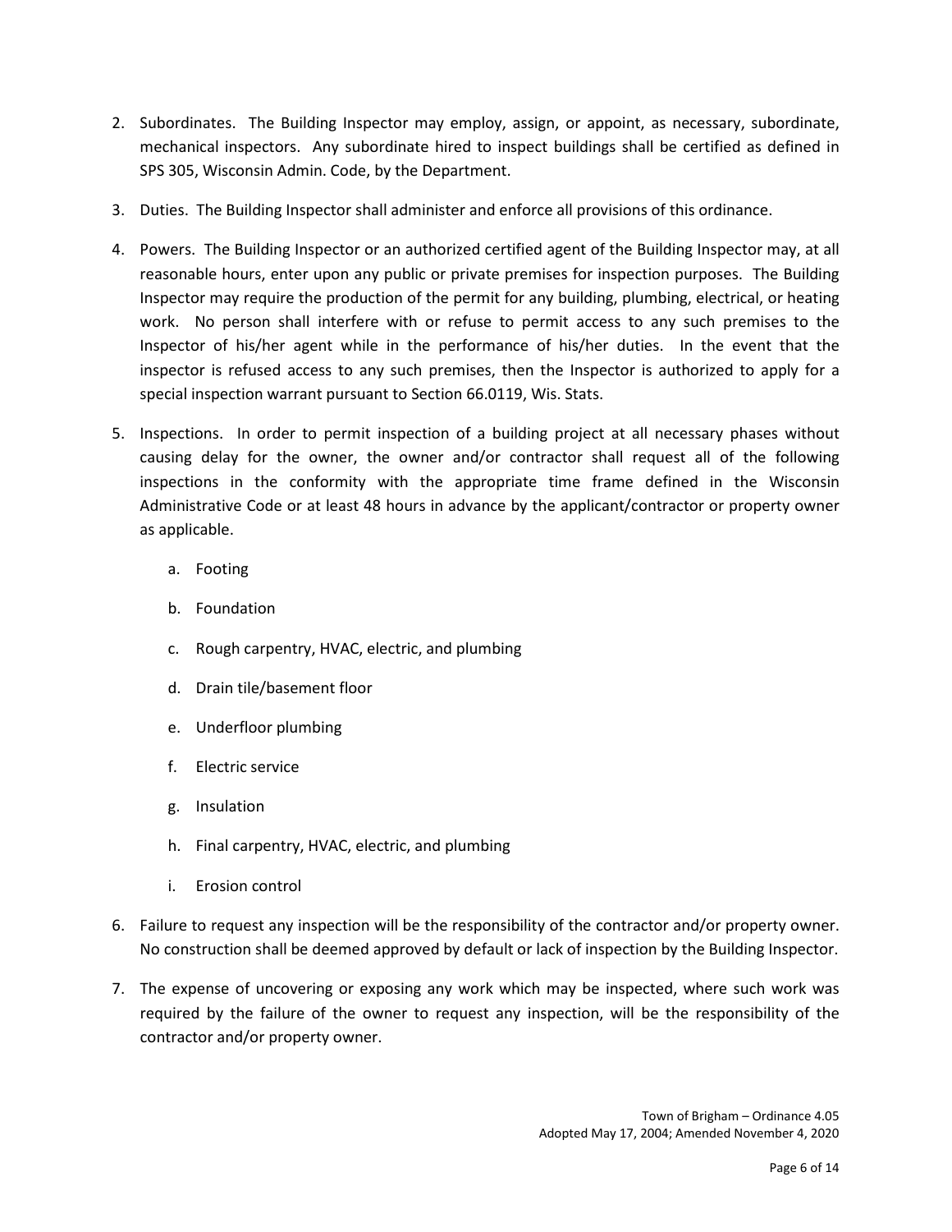2. Subordinates. The Building Inspector may employ, assign, or appoint, as necessary, subordinate, mechanical inspectors. Any subordinate hired to inspect buildings shall be certified as defined in SPS 305, Wisconsin Admin. Code, by the Department.

3. Duties. The Building Inspector shall administer and enforce all provisions of this ordinance.

4. Powers. The Building Inspector or an authorized certified agent of the Building Inspector may, at all reasonable hours, enter upon any public or private premises for inspection purposes. The Building Inspector may require the production of the permit for any building, plumbing, electrical, or heating work. No person shall interfere with or refuse to permit access to any such premises to the Inspector of his/her agent while in the performance of his/her duties. In the event that the inspector is refused access to any such premises, then the Inspector is authorized to apply for a special inspection warrant pursuant to Section 66.0119, Wis. Stats.

5. Inspections. In order to permit inspection of a building project at all necessary phases without causing delay for the owner, the owner and/or contractor shall request all of the following inspections in the conformity with the appropriate time frame defined in the Wisconsin Administrative Code or at least 48 hours in advance by the applicant/contractor or property owner as applicable.

   a. Footing

   b. Foundation

   c. Rough carpentry, HVAC, electric, and plumbing

   d. Drain tile/basement floor

   e. Underfloor plumbing

   f. Electric service

   g. Insulation

   h. Final carpentry, HVAC, electric, and plumbing

   i. Erosion control

6. Failure to request any inspection will be the responsibility of the contractor and/or property owner. No construction shall be deemed approved by default or lack of inspection by the Building Inspector.

7. The expense of uncovering or exposing any work which may be inspected, where such work was required by the failure of the owner to request any inspection, will be the responsibility of the contractor and/or property owner.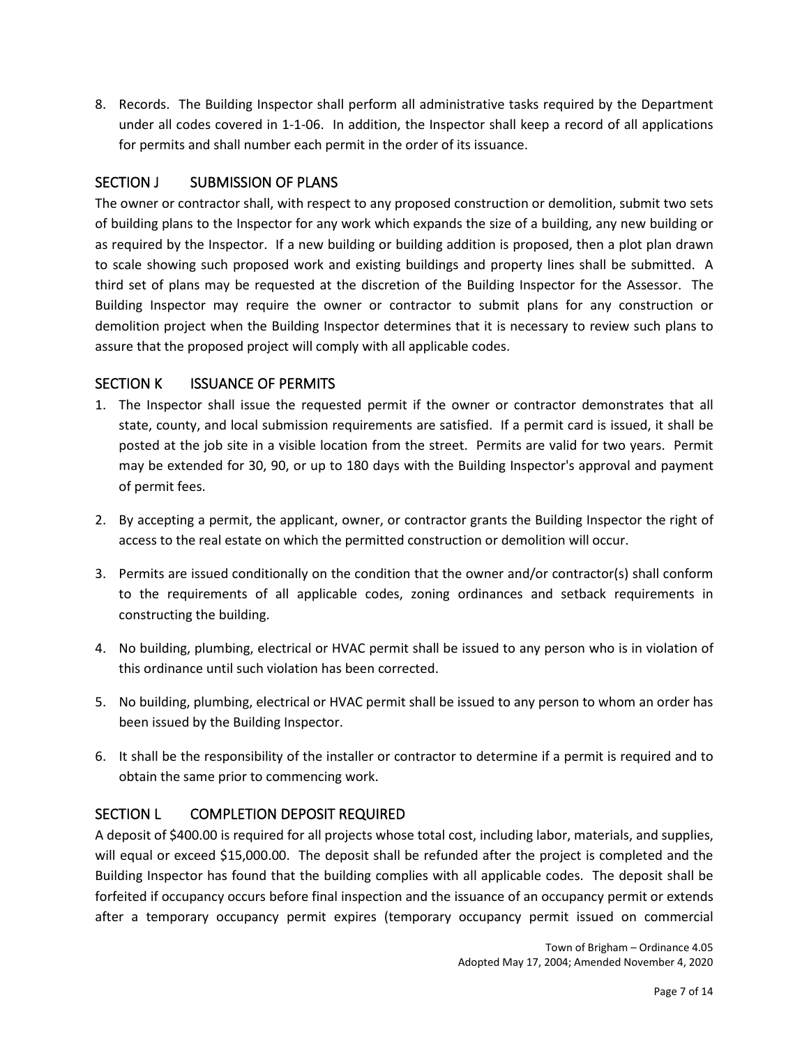8. Records. The Building Inspector shall perform all administrative tasks required by the Department under all codes covered in 1-1-06. In addition, the Inspector shall keep a record of all applications for permits and shall number each permit in the order of its issuance.

## SECTION J SUBMISSION OF PLANS

The owner or contractor shall, with respect to any proposed construction or demolition, submit two sets of building plans to the Inspector for any work which expands the size of a building, any new building or as required by the Inspector. If a new building or building addition is proposed, then a plot plan drawn to scale showing such proposed work and existing buildings and property lines shall be submitted. A third set of plans may be requested at the discretion of the Building Inspector for the Assessor. The Building Inspector may require the owner or contractor to submit plans for any construction or demolition project when the Building Inspector determines that it is necessary to review such plans to assure that the proposed project will comply with all applicable codes.

## SECTION K ISSUANCE OF PERMITS

1. The Inspector shall issue the requested permit if the owner or contractor demonstrates that all state, county, and local submission requirements are satisfied. If a permit card is issued, it shall be posted at the job site in a visible location from the street. Permits are valid for two years. Permit may be extended for 30, 90, or up to 180 days with the Building Inspector's approval and payment of permit fees.

2. By accepting a permit, the applicant, owner, or contractor grants the Building Inspector the right of access to the real estate on which the permitted construction or demolition will occur.

3. Permits are issued conditionally on the condition that the owner and/or contractor(s) shall conform to the requirements of all applicable codes, zoning ordinances and setback requirements in constructing the building.

4. No building, plumbing, electrical or HVAC permit shall be issued to any person who is in violation of this ordinance until such violation has been corrected.

5. No building, plumbing, electrical or HVAC permit shall be issued to any person to whom an order has been issued by the Building Inspector.

6. It shall be the responsibility of the installer or contractor to determine if a permit is required and to obtain the same prior to commencing work.

## SECTION L COMPLETION DEPOSIT REQUIRED

A deposit of $400.00 is required for all projects whose total cost, including labor, materials, and supplies, will equal or exceed $15,000.00. The deposit shall be refunded after the project is completed and the Building Inspector has found that the building complies with all applicable codes. The deposit shall be forfeited if occupancy occurs before final inspection and the issuance of an occupancy permit or extends after a temporary occupancy permit expires (temporary occupancy permit issued on commercial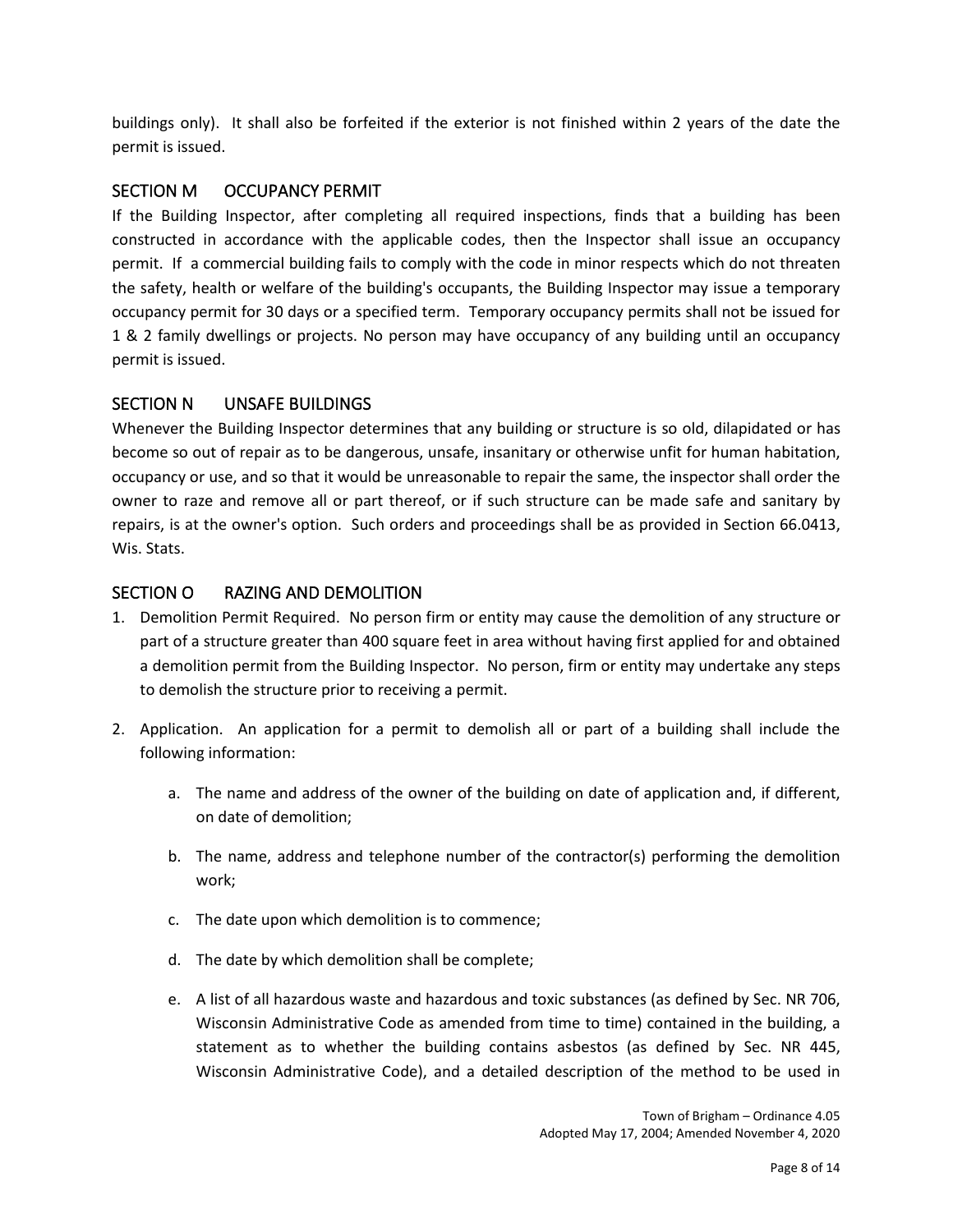buildings only). It shall also be forfeited if the exterior is not finished within 2 years of the date the permit is issued.

## SECTION M OCCUPANCY PERMIT

If the Building Inspector, after completing all required inspections, finds that a building has been constructed in accordance with the applicable codes, then the Inspector shall issue an occupancy permit. If a commercial building fails to comply with the code in minor respects which do not threaten the safety, health or welfare of the building's occupants, the Building Inspector may issue a temporary occupancy permit for 30 days or a specified term. Temporary occupancy permits shall not be issued for 1 & 2 family dwellings or projects. No person may have occupancy of any building until an occupancy permit is issued.

## SECTION N UNSAFE BUILDINGS

Whenever the Building Inspector determines that any building or structure is so old, dilapidated or has become so out of repair as to be dangerous, unsafe, insanitary or otherwise unfit for human habitation, occupancy or use, and so that it would be unreasonable to repair the same, the inspector shall order the owner to raze and remove all or part thereof, or if such structure can be made safe and sanitary by repairs, is at the owner's option. Such orders and proceedings shall be as provided in Section 66.0413, Wis. Stats.

## SECTION O RAZING AND DEMOLITION

1. Demolition Permit Required. No person firm or entity may cause the demolition of any structure or part of a structure greater than 400 square feet in area without having first applied for and obtained a demolition permit from the Building Inspector. No person, firm or entity may undertake any steps to demolish the structure prior to receiving a permit.

2. Application. An application for a permit to demolish all or part of a building shall include the following information:

   a. The name and address of the owner of the building on date of application and, if different, on date of demolition;

   b. The name, address and telephone number of the contractor(s) performing the demolition work;

   c. The date upon which demolition is to commence;

   d. The date by which demolition shall be complete;

   e. A list of all hazardous waste and hazardous and toxic substances (as defined by Sec. NR 706, Wisconsin Administrative Code as amended from time to time) contained in the building, a statement as to whether the building contains asbestos (as defined by Sec. NR 445, Wisconsin Administrative Code), and a detailed description of the method to be used in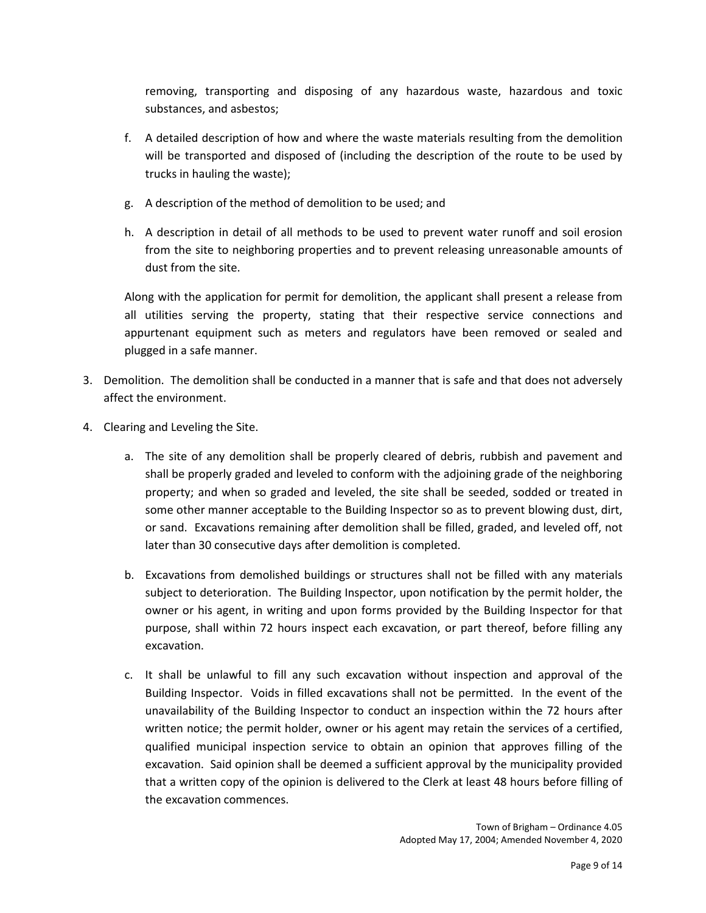removing, transporting and disposing of any hazardous waste, hazardous and toxic substances, and asbestos;

f. A detailed description of how and where the waste materials resulting from the demolition will be transported and disposed of (including the description of the route to be used by trucks in hauling the waste);

g. A description of the method of demolition to be used; and

h. A description in detail of all methods to be used to prevent water runoff and soil erosion from the site to neighboring properties and to prevent releasing unreasonable amounts of dust from the site.

Along with the application for permit for demolition, the applicant shall present a release from all utilities serving the property, stating that their respective service connections and appurtenant equipment such as meters and regulators have been removed or sealed and plugged in a safe manner.

3. Demolition. The demolition shall be conducted in a manner that is safe and that does not adversely affect the environment.

4. Clearing and Leveling the Site.

   a. The site of any demolition shall be properly cleared of debris, rubbish and pavement and shall be properly graded and leveled to conform with the adjoining grade of the neighboring property; and when so graded and leveled, the site shall be seeded, sodded or treated in some other manner acceptable to the Building Inspector so as to prevent blowing dust, dirt, or sand. Excavations remaining after demolition shall be filled, graded, and leveled off, not later than 30 consecutive days after demolition is completed.

   b. Excavations from demolished buildings or structures shall not be filled with any materials subject to deterioration. The Building Inspector, upon notification by the permit holder, the owner or his agent, in writing and upon forms provided by the Building Inspector for that purpose, shall within 72 hours inspect each excavation, or part thereof, before filling any excavation.

   c. It shall be unlawful to fill any such excavation without inspection and approval of the Building Inspector. Voids in filled excavations shall not be permitted. In the event of the unavailability of the Building Inspector to conduct an inspection within the 72 hours after written notice; the permit holder, owner or his agent may retain the services of a certified, qualified municipal inspection service to obtain an opinion that approves filling of the excavation. Said opinion shall be deemed a sufficient approval by the municipality provided that a written copy of the opinion is delivered to the Clerk at least 48 hours before filling of the excavation commences.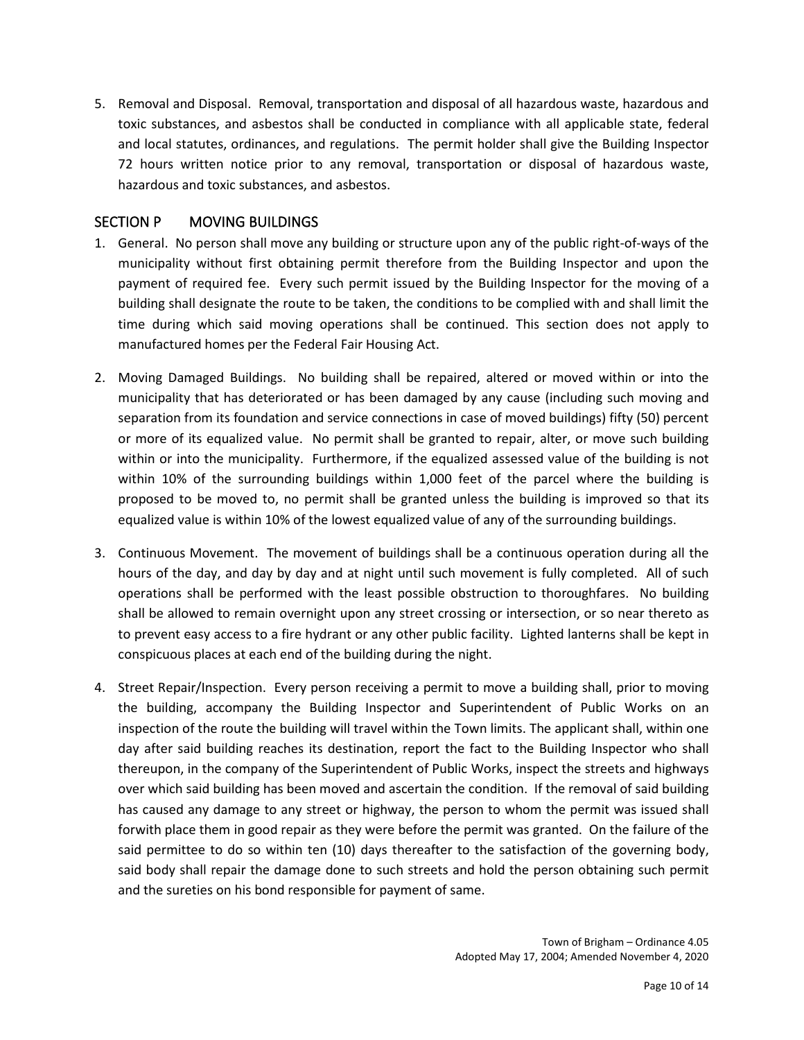5. Removal and Disposal. Removal, transportation and disposal of all hazardous waste, hazardous and toxic substances, and asbestos shall be conducted in compliance with all applicable state, federal and local statutes, ordinances, and regulations. The permit holder shall give the Building Inspector 72 hours written notice prior to any removal, transportation or disposal of hazardous waste, hazardous and toxic substances, and asbestos.

## SECTION P MOVING BUILDINGS

1. General. No person shall move any building or structure upon any of the public right-of-ways of the municipality without first obtaining permit therefore from the Building Inspector and upon the payment of required fee. Every such permit issued by the Building Inspector for the moving of a building shall designate the route to be taken, the conditions to be complied with and shall limit the time during which said moving operations shall be continued. This section does not apply to manufactured homes per the Federal Fair Housing Act.

2. Moving Damaged Buildings. No building shall be repaired, altered or moved within or into the municipality that has deteriorated or has been damaged by any cause (including such moving and separation from its foundation and service connections in case of moved buildings) fifty (50) percent or more of its equalized value. No permit shall be granted to repair, alter, or move such building within or into the municipality. Furthermore, if the equalized assessed value of the building is not within 10% of the surrounding buildings within 1,000 feet of the parcel where the building is proposed to be moved to, no permit shall be granted unless the building is improved so that its equalized value is within 10% of the lowest equalized value of any of the surrounding buildings.

3. Continuous Movement. The movement of buildings shall be a continuous operation during all the hours of the day, and day by day and at night until such movement is fully completed. All of such operations shall be performed with the least possible obstruction to thoroughfares. No building shall be allowed to remain overnight upon any street crossing or intersection, or so near thereto as to prevent easy access to a fire hydrant or any other public facility. Lighted lanterns shall be kept in conspicuous places at each end of the building during the night.

4. Street Repair/Inspection. Every person receiving a permit to move a building shall, prior to moving the building, accompany the Building Inspector and Superintendent of Public Works on an inspection of the route the building will travel within the Town limits. The applicant shall, within one day after said building reaches its destination, report the fact to the Building Inspector who shall thereupon, in the company of the Superintendent of Public Works, inspect the streets and highways over which said building has been moved and ascertain the condition. If the removal of said building has caused any damage to any street or highway, the person to whom the permit was issued shall forwith place them in good repair as they were before the permit was granted. On the failure of the said permittee to do so within ten (10) days thereafter to the satisfaction of the governing body, said body shall repair the damage done to such streets and hold the person obtaining such permit and the sureties on his bond responsible for payment of same.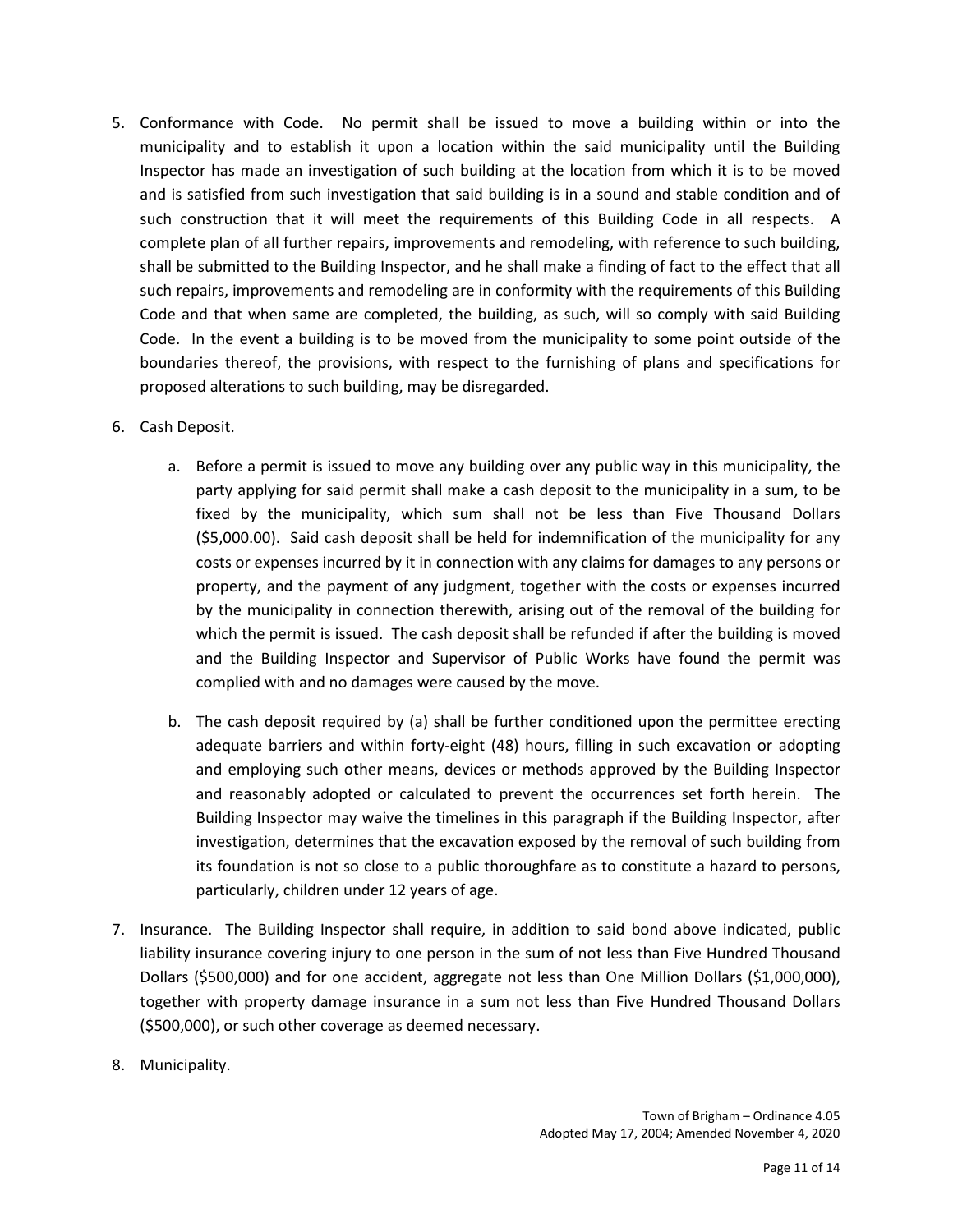5. Conformance with Code. No permit shall be issued to move a building within or into the municipality and to establish it upon a location within the said municipality until the Building Inspector has made an investigation of such building at the location from which it is to be moved and is satisfied from such investigation that said building is in a sound and stable condition and of such construction that it will meet the requirements of this Building Code in all respects. A complete plan of all further repairs, improvements and remodeling, with reference to such building, shall be submitted to the Building Inspector, and he shall make a finding of fact to the effect that all such repairs, improvements and remodeling are in conformity with the requirements of this Building Code and that when same are completed, the building, as such, will so comply with said Building Code. In the event a building is to be moved from the municipality to some point outside of the boundaries thereof, the provisions, with respect to the furnishing of plans and specifications for proposed alterations to such building, may be disregarded.

6. Cash Deposit.

   a. Before a permit is issued to move any building over any public way in this municipality, the party applying for said permit shall make a cash deposit to the municipality in a sum, to be fixed by the municipality, which sum shall not be less than Five Thousand Dollars ($5,000.00). Said cash deposit shall be held for indemnification of the municipality for any costs or expenses incurred by it in connection with any claims for damages to any persons or property, and the payment of any judgment, together with the costs or expenses incurred by the municipality in connection therewith, arising out of the removal of the building for which the permit is issued. The cash deposit shall be refunded if after the building is moved and the Building Inspector and Supervisor of Public Works have found the permit was complied with and no damages were caused by the move.

   b. The cash deposit required by (a) shall be further conditioned upon the permittee erecting adequate barriers and within forty-eight (48) hours, filling in such excavation or adopting and employing such other means, devices or methods approved by the Building Inspector and reasonably adopted or calculated to prevent the occurrences set forth herein. The Building Inspector may waive the timelines in this paragraph if the Building Inspector, after investigation, determines that the excavation exposed by the removal of such building from its foundation is not so close to a public thoroughfare as to constitute a hazard to persons, particularly, children under 12 years of age.

7. Insurance. The Building Inspector shall require, in addition to said bond above indicated, public liability insurance covering injury to one person in the sum of not less than Five Hundred Thousand Dollars ($500,000) and for one accident, aggregate not less than One Million Dollars ($1,000,000), together with property damage insurance in a sum not less than Five Hundred Thousand Dollars ($500,000), or such other coverage as deemed necessary.

8. Municipality.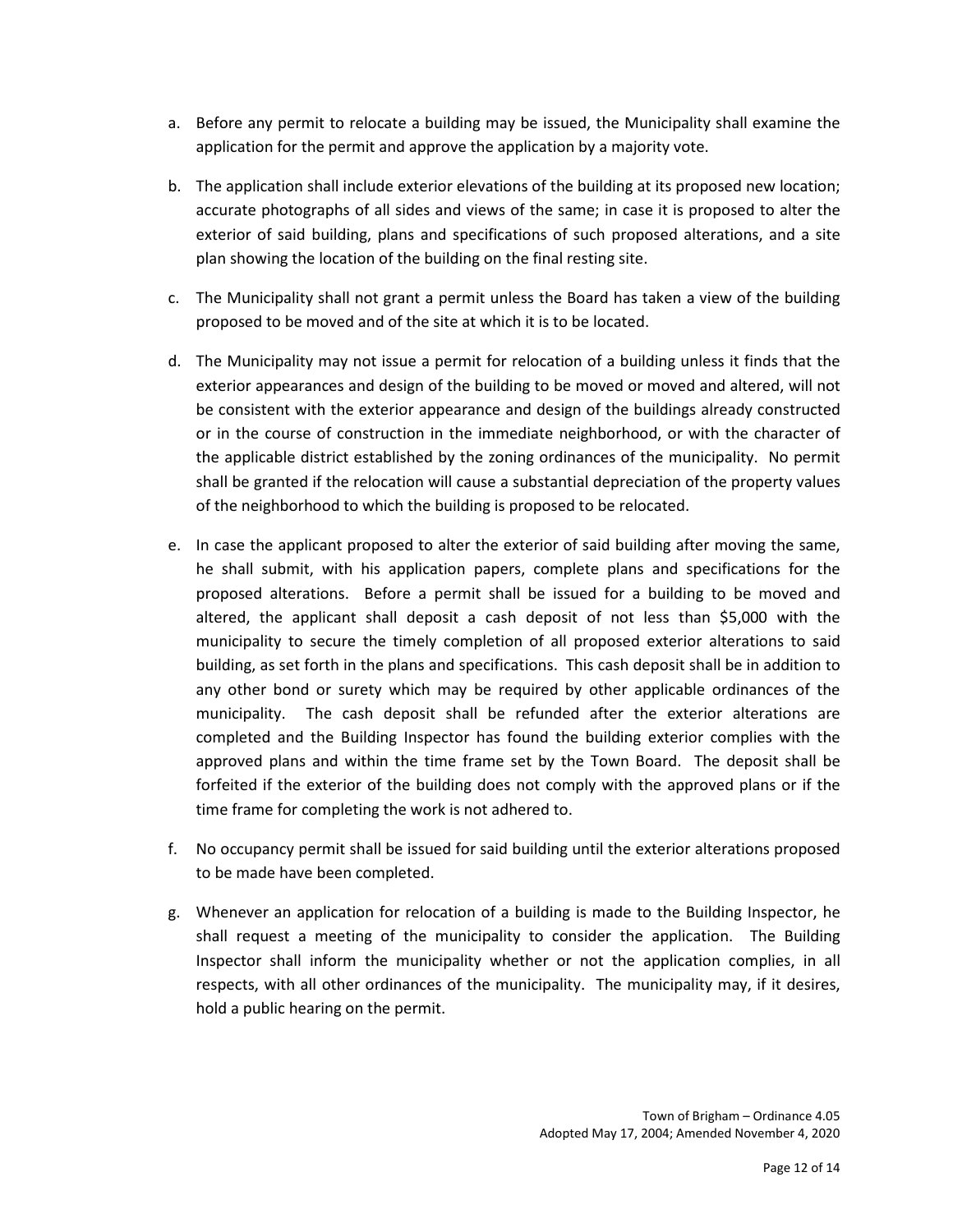a. Before any permit to relocate a building may be issued, the Municipality shall examine the application for the permit and approve the application by a majority vote.

b. The application shall include exterior elevations of the building at its proposed new location; accurate photographs of all sides and views of the same; in case it is proposed to alter the exterior of said building, plans and specifications of such proposed alterations, and a site plan showing the location of the building on the final resting site.

c. The Municipality shall not grant a permit unless the Board has taken a view of the building proposed to be moved and of the site at which it is to be located.

d. The Municipality may not issue a permit for relocation of a building unless it finds that the exterior appearances and design of the building to be moved or moved and altered, will not be consistent with the exterior appearance and design of the buildings already constructed or in the course of construction in the immediate neighborhood, or with the character of the applicable district established by the zoning ordinances of the municipality. No permit shall be granted if the relocation will cause a substantial depreciation of the property values of the neighborhood to which the building is proposed to be relocated.

e. In case the applicant proposed to alter the exterior of said building after moving the same, he shall submit, with his application papers, complete plans and specifications for the proposed alterations. Before a permit shall be issued for a building to be moved and altered, the applicant shall deposit a cash deposit of not less than $5,000 with the municipality to secure the timely completion of all proposed exterior alterations to said building, as set forth in the plans and specifications. This cash deposit shall be in addition to any other bond or surety which may be required by other applicable ordinances of the municipality. The cash deposit shall be refunded after the exterior alterations are completed and the Building Inspector has found the building exterior complies with the approved plans and within the time frame set by the Town Board. The deposit shall be forfeited if the exterior of the building does not comply with the approved plans or if the time frame for completing the work is not adhered to.

f. No occupancy permit shall be issued for said building until the exterior alterations proposed to be made have been completed.

g. Whenever an application for relocation of a building is made to the Building Inspector, he shall request a meeting of the municipality to consider the application. The Building Inspector shall inform the municipality whether or not the application complies, in all respects, with all other ordinances of the municipality. The municipality may, if it desires, hold a public hearing on the permit.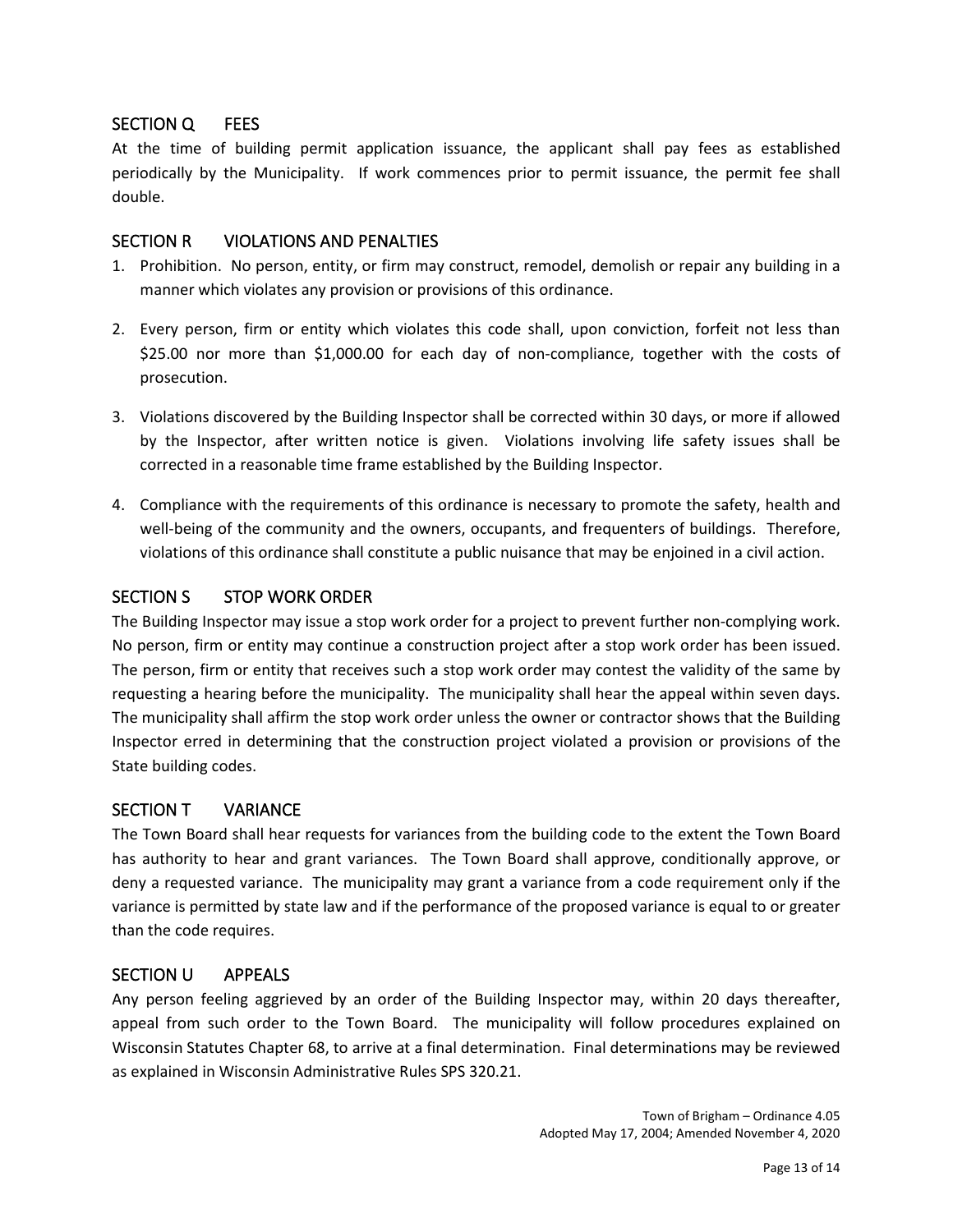## SECTION Q FEES

At the time of building permit application issuance, the applicant shall pay fees as established periodically by the Municipality. If work commences prior to permit issuance, the permit fee shall double.

## SECTION R VIOLATIONS AND PENALTIES

1. Prohibition. No person, entity, or firm may construct, remodel, demolish or repair any building in a manner which violates any provision or provisions of this ordinance.

2. Every person, firm or entity which violates this code shall, upon conviction, forfeit not less than $25.00 nor more than $1,000.00 for each day of non-compliance, together with the costs of prosecution.

3. Violations discovered by the Building Inspector shall be corrected within 30 days, or more if allowed by the Inspector, after written notice is given. Violations involving life safety issues shall be corrected in a reasonable time frame established by the Building Inspector.

4. Compliance with the requirements of this ordinance is necessary to promote the safety, health and well-being of the community and the owners, occupants, and frequenters of buildings. Therefore, violations of this ordinance shall constitute a public nuisance that may be enjoined in a civil action.

## SECTION S STOP WORK ORDER

The Building Inspector may issue a stop work order for a project to prevent further non-complying work. No person, firm or entity may continue a construction project after a stop work order has been issued. The person, firm or entity that receives such a stop work order may contest the validity of the same by requesting a hearing before the municipality. The municipality shall hear the appeal within seven days. The municipality shall affirm the stop work order unless the owner or contractor shows that the Building Inspector erred in determining that the construction project violated a provision or provisions of the State building codes.

## SECTION T VARIANCE

The Town Board shall hear requests for variances from the building code to the extent the Town Board has authority to hear and grant variances. The Town Board shall approve, conditionally approve, or deny a requested variance. The municipality may grant a variance from a code requirement only if the variance is permitted by state law and if the performance of the proposed variance is equal to or greater than the code requires.

## SECTION U APPEALS

Any person feeling aggrieved by an order of the Building Inspector may, within 20 days thereafter, appeal from such order to the Town Board. The municipality will follow procedures explained on Wisconsin Statutes Chapter 68, to arrive at a final determination. Final determinations may be reviewed as explained in Wisconsin Administrative Rules SPS 320.21.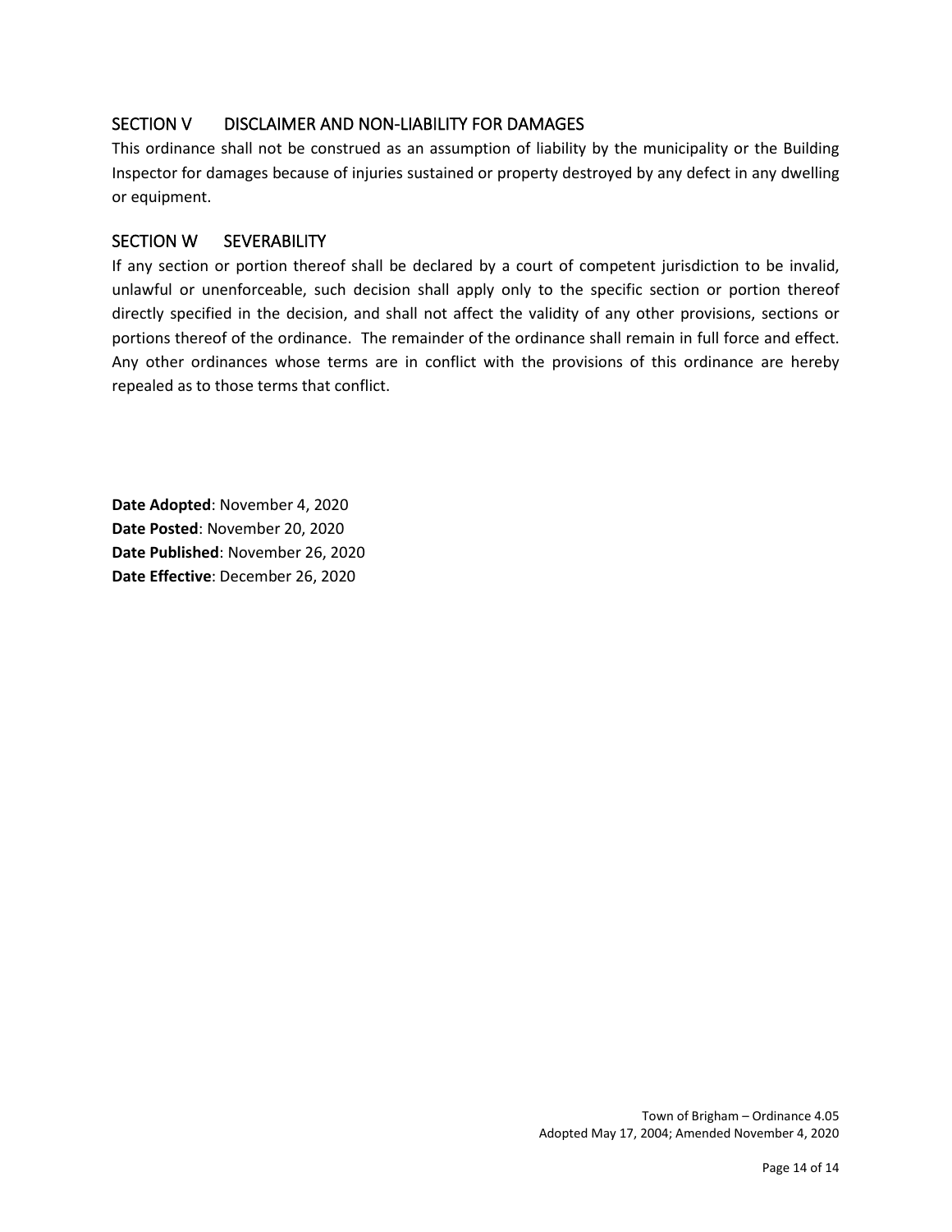## SECTION V DISCLAIMER AND NON-LIABILITY FOR DAMAGES

This ordinance shall not be construed as an assumption of liability by the municipality or the Building Inspector for damages because of injuries sustained or property destroyed by any defect in any dwelling or equipment.

## SECTION W SEVERABILITY

If any section or portion thereof shall be declared by a court of competent jurisdiction to be invalid, unlawful or unenforceable, such decision shall apply only to the specific section or portion thereof directly specified in the decision, and shall not affect the validity of any other provisions, sections or portions thereof of the ordinance. The remainder of the ordinance shall remain in full force and effect. Any other ordinances whose terms are in conflict with the provisions of this ordinance are hereby repealed as to those terms that conflict.

**Date Adopted**: November 4, 2020
**Date Posted**: November 20, 2020
**Date Published**: November 26, 2020
**Date Effective**: December 26, 2020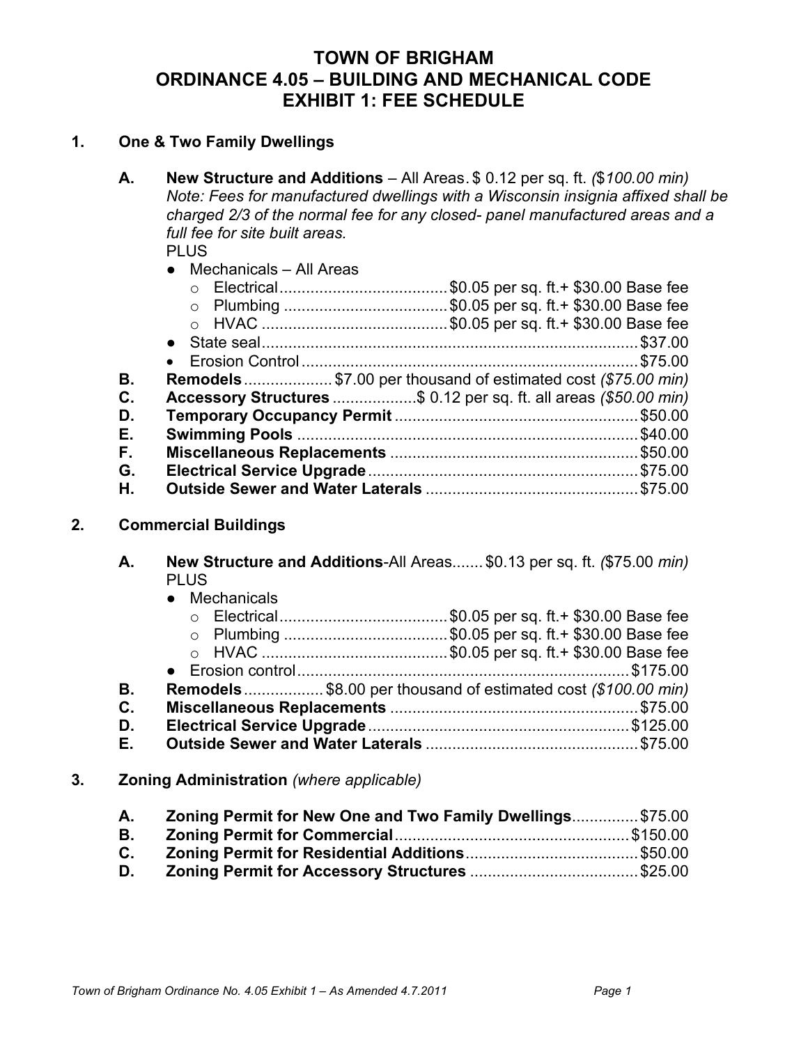# TOWN OF BRIGHAM
# ORDINANCE 4.05 – BUILDING AND MECHANICAL CODE
# EXHIBIT 1: FEE SCHEDULE

## 1. One & Two Family Dwellings

**A. New Structure and Additions** – All Areas. $ 0.12 per sq. ft. *($100.00 min)*
*Note: Fees for manufactured dwellings with a Wisconsin insignia affixed shall be charged 2/3 of the normal fee for any closed- panel manufactured areas and a full fee for site built areas.*
PLUS

- Mechanicals – All Areas
  - Electrical ...................................... $0.05 per sq. ft.+ $30.00 Base fee
  - Plumbing ...................................... $0.05 per sq. ft.+ $30.00 Base fee
  - HVAC ...................................... $0.05 per sq. ft.+ $30.00 Base fee
- State seal ...................................... $37.00
- Erosion Control ...................................... $75.00

**B. Remodels** .................... $7.00 per thousand of estimated cost *($75.00 min)*

**C. Accessory Structures** .................. $ 0.12 per sq. ft. all areas *($50.00 min)*

**D. Temporary Occupancy Permit** ...................................... $50.00

**E. Swimming Pools** ...................................... $40.00

**F. Miscellaneous Replacements** ...................................... $50.00

**G. Electrical Service Upgrade** ...................................... $75.00

**H. Outside Sewer and Water Laterals** ...................................... $75.00

## 2. Commercial Buildings

**A. New Structure and Additions**-All Areas....... $0.13 per sq. ft. *($75.00 min)*
PLUS

- Mechanicals
  - Electrical ...................................... $0.05 per sq. ft.+ $30.00 Base fee
  - Plumbing ...................................... $0.05 per sq. ft.+ $30.00 Base fee
  - HVAC ...................................... $0.05 per sq. ft.+ $30.00 Base fee
- Erosion control ...................................... $175.00

**B. Remodels** .................. $8.00 per thousand of estimated cost *($100.00 min)*

**C. Miscellaneous Replacements** ...................................... $75.00

**D. Electrical Service Upgrade** ...................................... $125.00

**E. Outside Sewer and Water Laterals** ...................................... $75.00

## 3. Zoning Administration *(where applicable)*

**A. Zoning Permit for New One and Two Family Dwellings** ............... $75.00

**B. Zoning Permit for Commercial** ...................................... $150.00

**C. Zoning Permit for Residential Additions** ...................................... $50.00

**D. Zoning Permit for Accessory Structures** ...................................... $25.00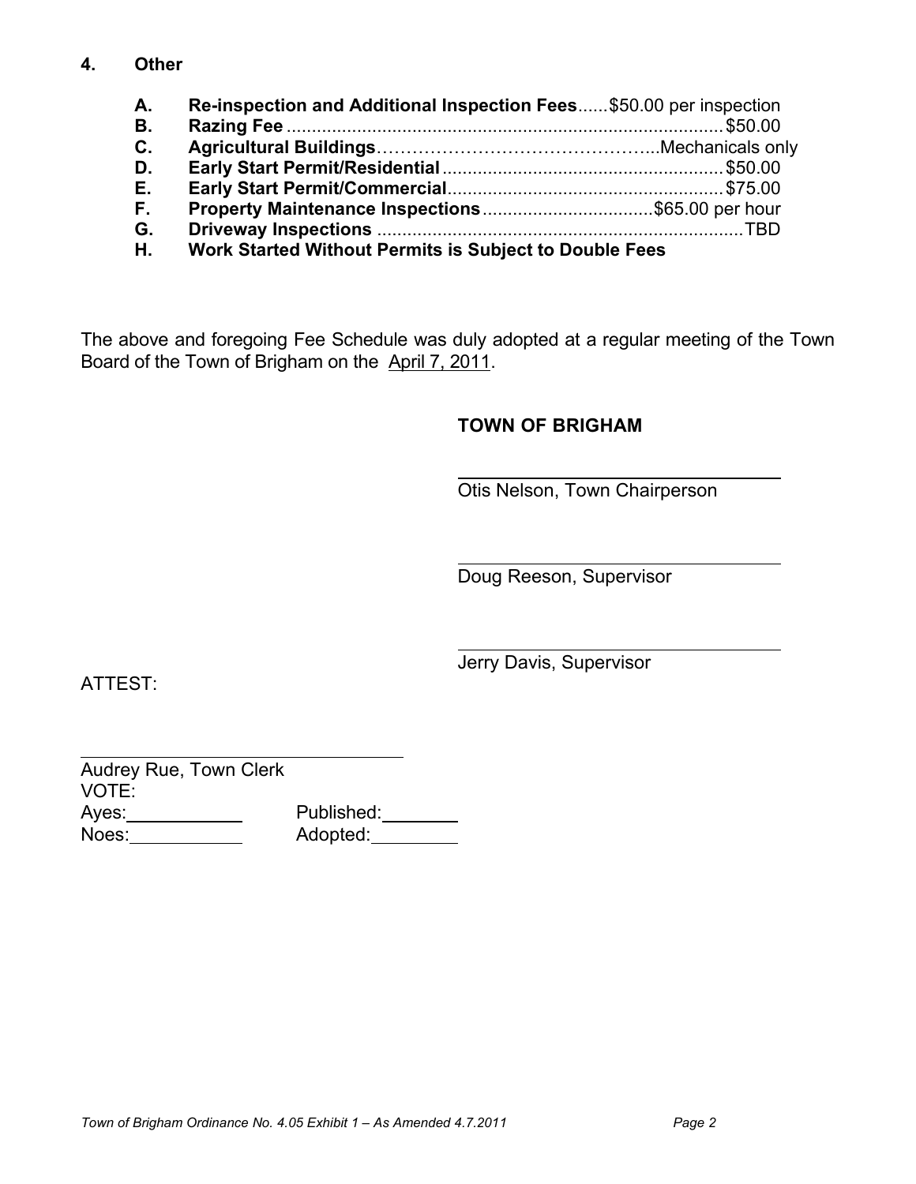## 4. Other

- **A. Re-inspection and Additional Inspection Fees**......$50.00 per inspection
- **B. Razing Fee** ........................................................................................ $50.00
- **C. Agricultural Buildings**……………………………………...Mechanicals only
- **D. Early Start Permit/Residential** ........................................................ $50.00
- **E. Early Start Permit/Commercial**....................................................... $75.00
- **F. Property Maintenance Inspections**..................................$65.00 per hour
- **G. Driveway Inspections** .........................................................................TBD
- **H. Work Started Without Permits is Subject to Double Fees**

The above and foregoing Fee Schedule was duly adopted at a regular meeting of the Town Board of the Town of Brigham on the April 7, 2011.

**TOWN OF BRIGHAM**

______________________________
Otis Nelson, Town Chairperson

______________________________
Doug Reeson, Supervisor

______________________________
Jerry Davis, Supervisor

ATTEST:

______________________________
Audrey Rue, Town Clerk

VOTE:

Ayes:__________ Published:________

Noes:__________ Adopted:________

*Town of Brigham Ordinance No. 4.05 Exhibit 1 – As Amended 4.7.2011*